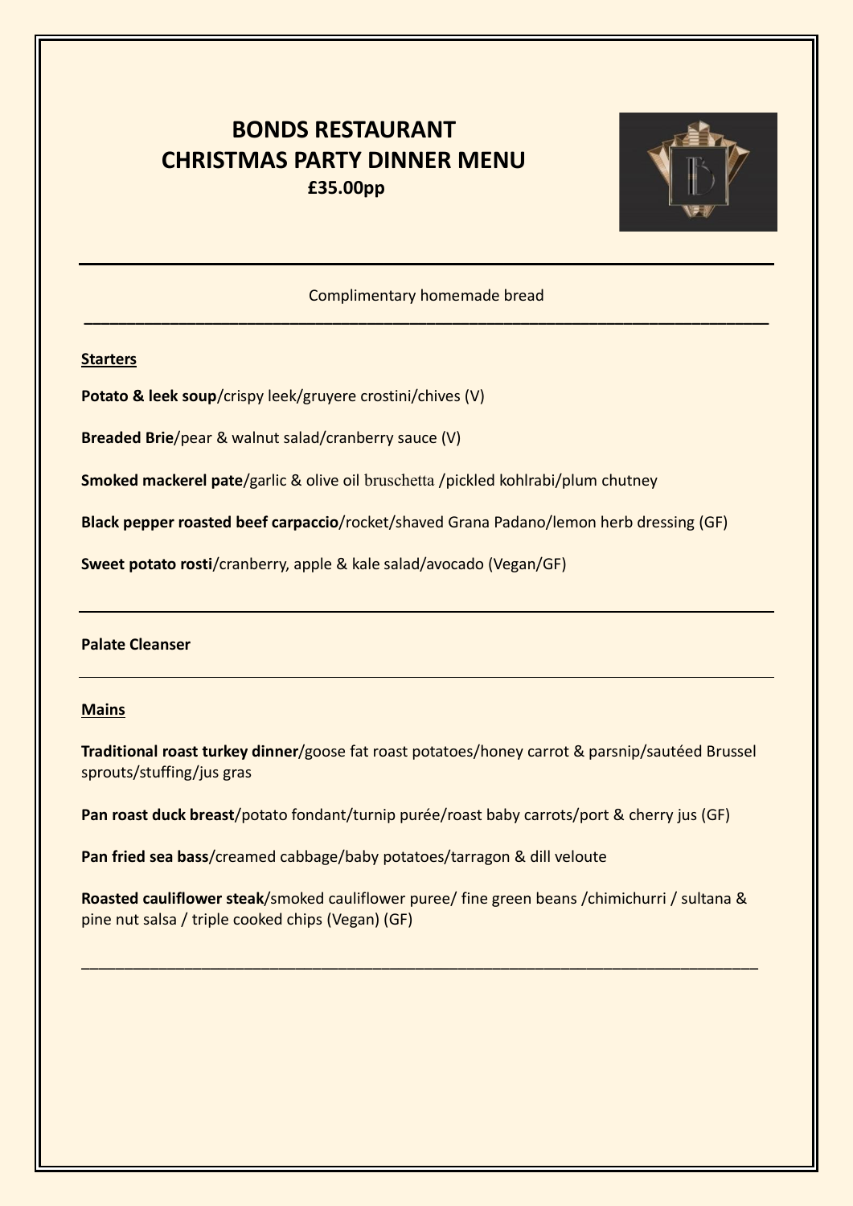# BONDS RESTAURANT
# CHRISTMAS PARTY DINNER MENU
**£35.00pp**

---

Complimentary homemade bread

---

## Starters

**Potato & leek soup**/crispy leek/gruyere crostini/chives (V)

**Breaded Brie**/pear & walnut salad/cranberry sauce (V)

**Smoked mackerel pate**/garlic & olive oil bruschetta /pickled kohlrabi/plum chutney

**Black pepper roasted beef carpaccio**/rocket/shaved Grana Padano/lemon herb dressing (GF)

**Sweet potato rosti**/cranberry, apple & kale salad/avocado (Vegan/GF)

---

**Palate Cleanser**

---

## Mains

**Traditional roast turkey dinner**/goose fat roast potatoes/honey carrot & parsnip/sautéed Brussel sprouts/stuffing/jus gras

**Pan roast duck breast**/potato fondant/turnip purée/roast baby carrots/port & cherry jus (GF)

**Pan fried sea bass**/creamed cabbage/baby potatoes/tarragon & dill veloute

**Roasted cauliflower steak**/smoked cauliflower puree/ fine green beans /chimichurri / sultana & pine nut salsa / triple cooked chips (Vegan) (GF)

---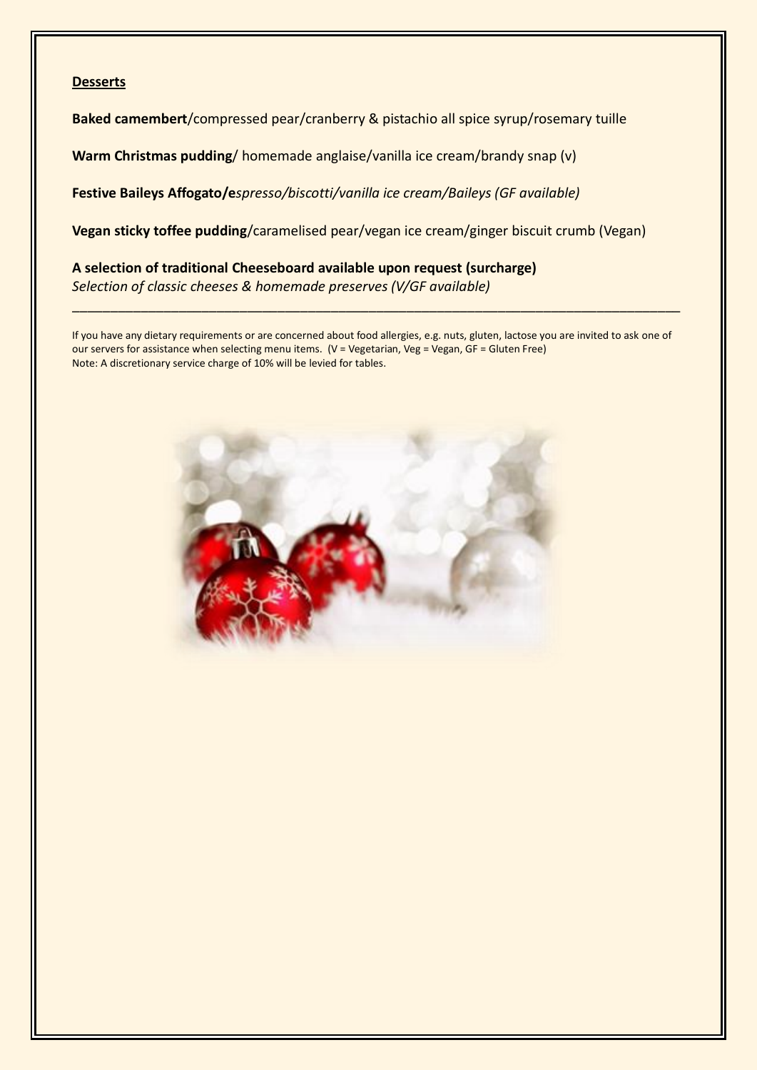**Desserts**

**Baked camembert**/compressed pear/cranberry & pistachio all spice syrup/rosemary tuille

**Warm Christmas pudding**/ homemade anglaise/vanilla ice cream/brandy snap (v)

**Festive Baileys Affogato/e***spresso/biscotti/vanilla ice cream/Baileys (GF available)*

**Vegan sticky toffee pudding**/caramelised pear/vegan ice cream/ginger biscuit crumb (Vegan)

**A selection of traditional Cheeseboard available upon request (surcharge)**
*Selection of classic cheeses & homemade preserves (V/GF available)*

---

If you have any dietary requirements or are concerned about food allergies, e.g. nuts, gluten, lactose you are invited to ask one of our servers for assistance when selecting menu items. (V = Vegetarian, Veg = Vegan, GF = Gluten Free)
Note: A discretionary service charge of 10% will be levied for tables.